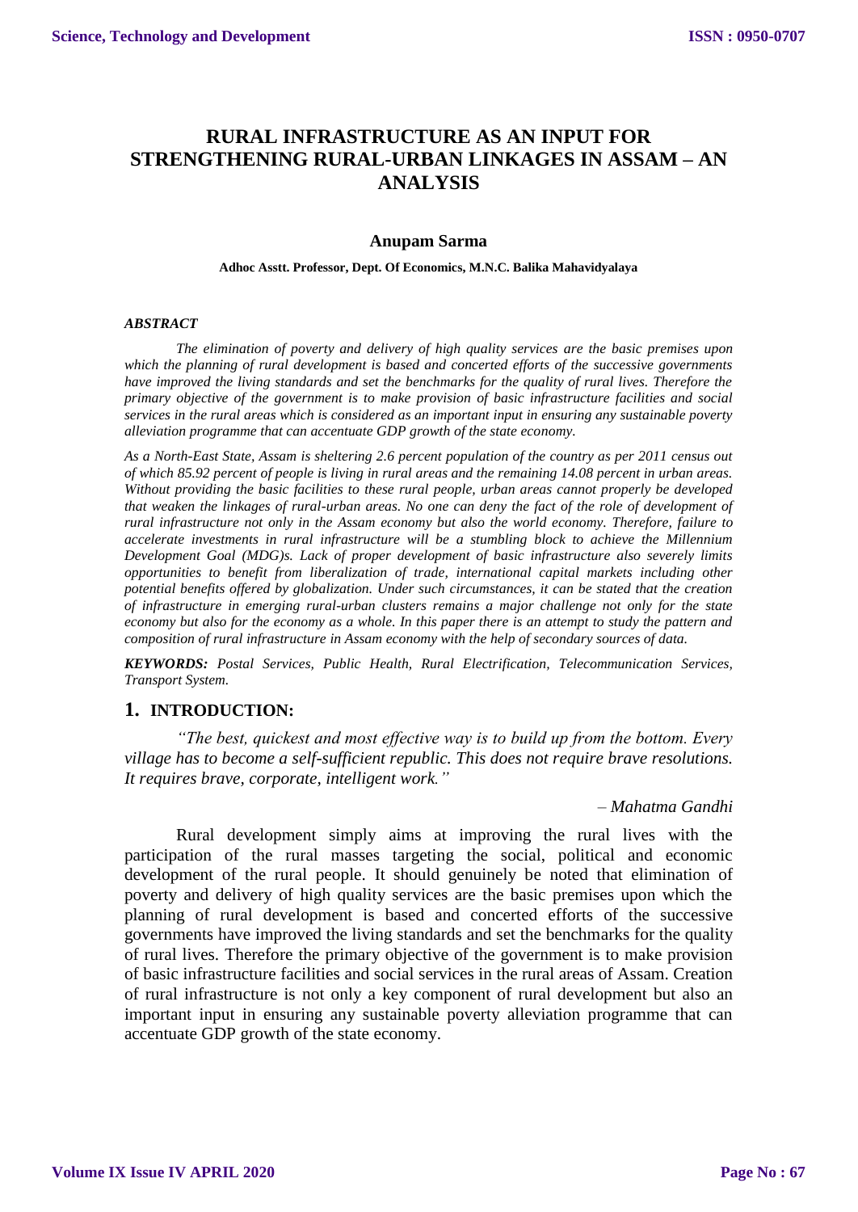# RURAL INFRASTRUCTURE AS AN INPUT FOR STRENGTHENING RURAL-URBAN LINKAGES IN ASSAM – AN ANALYSIS

**Anupam Sarma**

**Adhoc Asstt. Professor, Dept. Of Economics, M.N.C. Balika Mahavidyalaya**

***ABSTRACT***

*The elimination of poverty and delivery of high quality services are the basic premises upon which the planning of rural development is based and concerted efforts of the successive governments have improved the living standards and set the benchmarks for the quality of rural lives. Therefore the primary objective of the government is to make provision of basic infrastructure facilities and social services in the rural areas which is considered as an important input in ensuring any sustainable poverty alleviation programme that can accentuate GDP growth of the state economy.*

*As a North-East State, Assam is sheltering 2.6 percent population of the country as per 2011 census out of which 85.92 percent of people is living in rural areas and the remaining 14.08 percent in urban areas. Without providing the basic facilities to these rural people, urban areas cannot properly be developed that weaken the linkages of rural-urban areas. No one can deny the fact of the role of development of rural infrastructure not only in the Assam economy but also the world economy. Therefore, failure to accelerate investments in rural infrastructure will be a stumbling block to achieve the Millennium Development Goal (MDG)s. Lack of proper development of basic infrastructure also severely limits opportunities to benefit from liberalization of trade, international capital markets including other potential benefits offered by globalization. Under such circumstances, it can be stated that the creation of infrastructure in emerging rural-urban clusters remains a major challenge not only for the state economy but also for the economy as a whole. In this paper there is an attempt to study the pattern and composition of rural infrastructure in Assam economy with the help of secondary sources of data.*

***KEYWORDS:*** *Postal Services, Public Health, Rural Electrification, Telecommunication Services, Transport System.*

## 1. INTRODUCTION:

*"The best, quickest and most effective way is to build up from the bottom. Every village has to become a self-sufficient republic. This does not require brave resolutions. It requires brave, corporate, intelligent work."*

*– Mahatma Gandhi*

Rural development simply aims at improving the rural lives with the participation of the rural masses targeting the social, political and economic development of the rural people. It should genuinely be noted that elimination of poverty and delivery of high quality services are the basic premises upon which the planning of rural development is based and concerted efforts of the successive governments have improved the living standards and set the benchmarks for the quality of rural lives. Therefore the primary objective of the government is to make provision of basic infrastructure facilities and social services in the rural areas of Assam. Creation of rural infrastructure is not only a key component of rural development but also an important input in ensuring any sustainable poverty alleviation programme that can accentuate GDP growth of the state economy.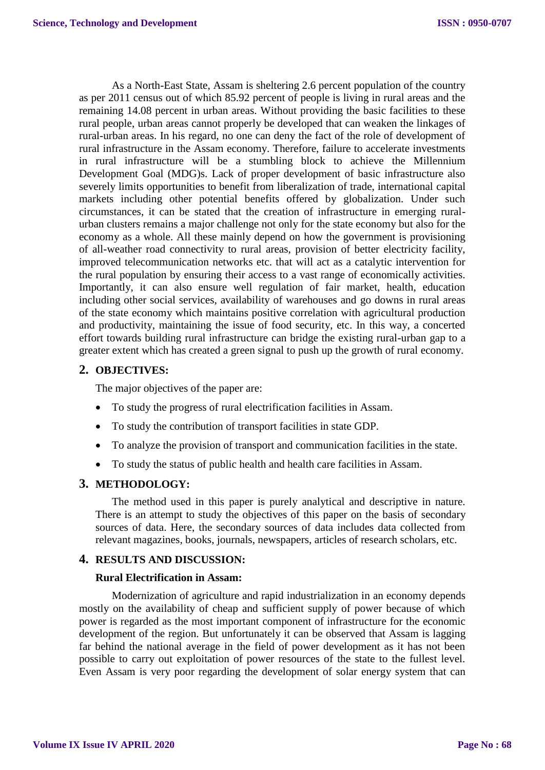As a North-East State, Assam is sheltering 2.6 percent population of the country as per 2011 census out of which 85.92 percent of people is living in rural areas and the remaining 14.08 percent in urban areas. Without providing the basic facilities to these rural people, urban areas cannot properly be developed that can weaken the linkages of rural-urban areas. In his regard, no one can deny the fact of the role of development of rural infrastructure in the Assam economy. Therefore, failure to accelerate investments in rural infrastructure will be a stumbling block to achieve the Millennium Development Goal (MDG)s. Lack of proper development of basic infrastructure also severely limits opportunities to benefit from liberalization of trade, international capital markets including other potential benefits offered by globalization. Under such circumstances, it can be stated that the creation of infrastructure in emerging rural-urban clusters remains a major challenge not only for the state economy but also for the economy as a whole. All these mainly depend on how the government is provisioning of all-weather road connectivity to rural areas, provision of better electricity facility, improved telecommunication networks etc. that will act as a catalytic intervention for the rural population by ensuring their access to a vast range of economically activities. Importantly, it can also ensure well regulation of fair market, health, education including other social services, availability of warehouses and go downs in rural areas of the state economy which maintains positive correlation with agricultural production and productivity, maintaining the issue of food security, etc. In this way, a concerted effort towards building rural infrastructure can bridge the existing rural-urban gap to a greater extent which has created a green signal to push up the growth of rural economy.

## 2. OBJECTIVES:

The major objectives of the paper are:

- To study the progress of rural electrification facilities in Assam.
- To study the contribution of transport facilities in state GDP.
- To analyze the provision of transport and communication facilities in the state.
- To study the status of public health and health care facilities in Assam.

## 3. METHODOLOGY:

The method used in this paper is purely analytical and descriptive in nature. There is an attempt to study the objectives of this paper on the basis of secondary sources of data. Here, the secondary sources of data includes data collected from relevant magazines, books, journals, newspapers, articles of research scholars, etc.

## 4. RESULTS AND DISCUSSION:

### Rural Electrification in Assam:

Modernization of agriculture and rapid industrialization in an economy depends mostly on the availability of cheap and sufficient supply of power because of which power is regarded as the most important component of infrastructure for the economic development of the region. But unfortunately it can be observed that Assam is lagging far behind the national average in the field of power development as it has not been possible to carry out exploitation of power resources of the state to the fullest level. Even Assam is very poor regarding the development of solar energy system that can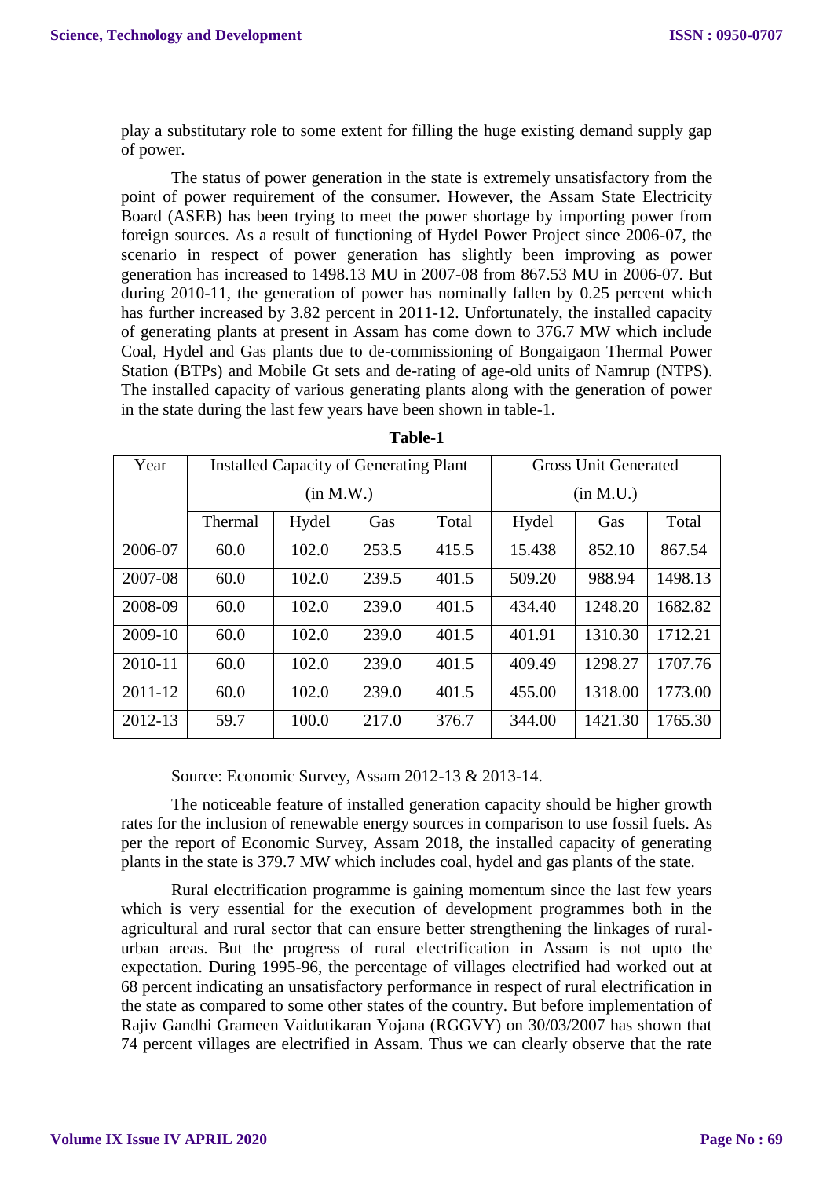play a substitutary role to some extent for filling the huge existing demand supply gap of power.

The status of power generation in the state is extremely unsatisfactory from the point of power requirement of the consumer. However, the Assam State Electricity Board (ASEB) has been trying to meet the power shortage by importing power from foreign sources. As a result of functioning of Hydel Power Project since 2006-07, the scenario in respect of power generation has slightly been improving as power generation has increased to 1498.13 MU in 2007-08 from 867.53 MU in 2006-07. But during 2010-11, the generation of power has nominally fallen by 0.25 percent which has further increased by 3.82 percent in 2011-12. Unfortunately, the installed capacity of generating plants at present in Assam has come down to 376.7 MW which include Coal, Hydel and Gas plants due to de-commissioning of Bongaigaon Thermal Power Station (BTPs) and Mobile Gt sets and de-rating of age-old units of Namrup (NTPS). The installed capacity of various generating plants along with the generation of power in the state during the last few years have been shown in table-1.

**Table-1**

| Year | Installed Capacity of Generating Plant (in M.W.) | | | | Gross Unit Generated (in M.U.) | | |
|---|---|---|---|---|---|---|---|
| | Thermal | Hydel | Gas | Total | Hydel | Gas | Total |
| 2006-07 | 60.0 | 102.0 | 253.5 | 415.5 | 15.438 | 852.10 | 867.54 |
| 2007-08 | 60.0 | 102.0 | 239.5 | 401.5 | 509.20 | 988.94 | 1498.13 |
| 2008-09 | 60.0 | 102.0 | 239.0 | 401.5 | 434.40 | 1248.20 | 1682.82 |
| 2009-10 | 60.0 | 102.0 | 239.0 | 401.5 | 401.91 | 1310.30 | 1712.21 |
| 2010-11 | 60.0 | 102.0 | 239.0 | 401.5 | 409.49 | 1298.27 | 1707.76 |
| 2011-12 | 60.0 | 102.0 | 239.0 | 401.5 | 455.00 | 1318.00 | 1773.00 |
| 2012-13 | 59.7 | 100.0 | 217.0 | 376.7 | 344.00 | 1421.30 | 1765.30 |

Source: Economic Survey, Assam 2012-13 & 2013-14.

The noticeable feature of installed generation capacity should be higher growth rates for the inclusion of renewable energy sources in comparison to use fossil fuels. As per the report of Economic Survey, Assam 2018, the installed capacity of generating plants in the state is 379.7 MW which includes coal, hydel and gas plants of the state.

Rural electrification programme is gaining momentum since the last few years which is very essential for the execution of development programmes both in the agricultural and rural sector that can ensure better strengthening the linkages of rural-urban areas. But the progress of rural electrification in Assam is not upto the expectation. During 1995-96, the percentage of villages electrified had worked out at 68 percent indicating an unsatisfactory performance in respect of rural electrification in the state as compared to some other states of the country. But before implementation of Rajiv Gandhi Grameen Vaidutikaran Yojana (RGGVY) on 30/03/2007 has shown that 74 percent villages are electrified in Assam. Thus we can clearly observe that the rate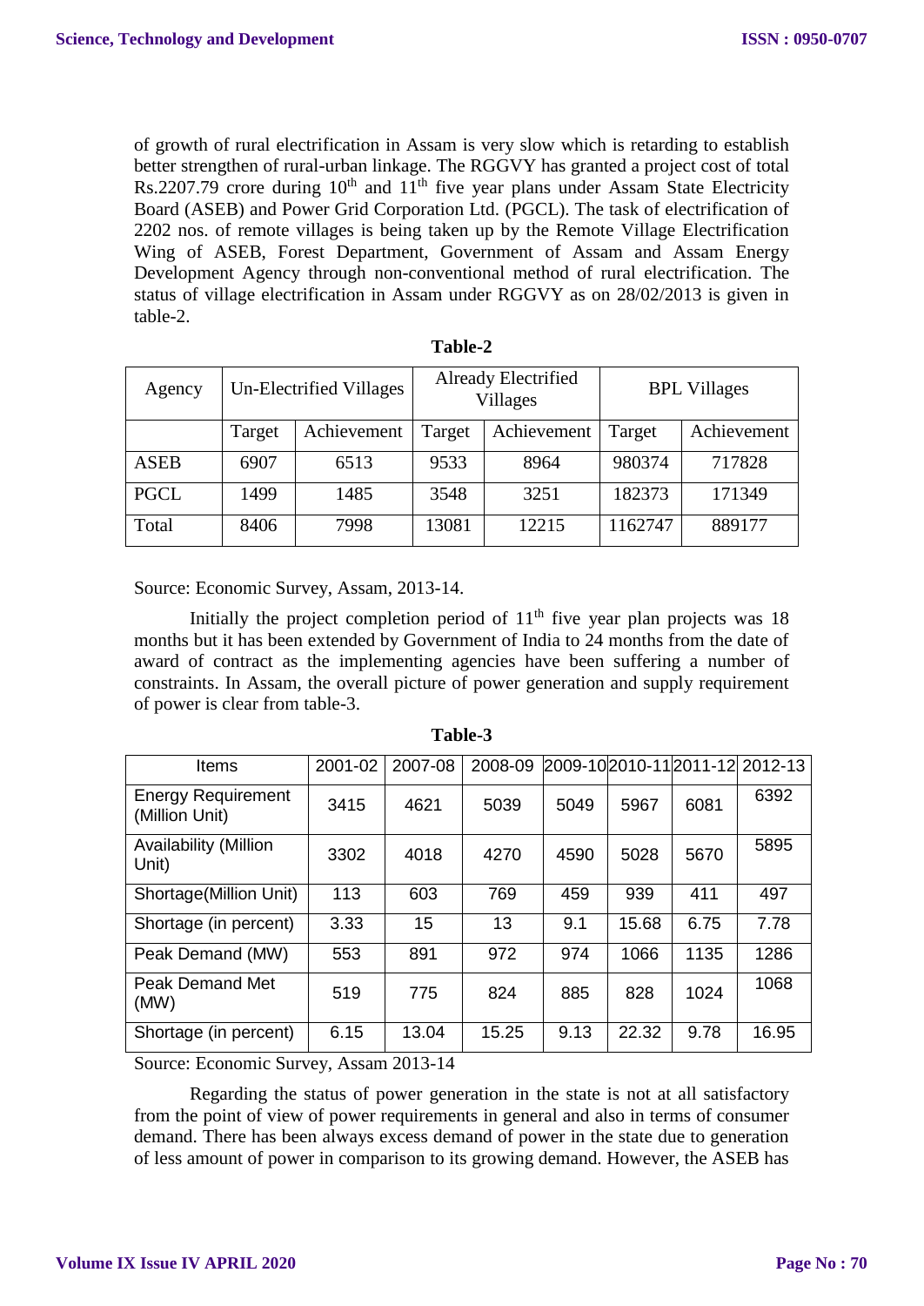of growth of rural electrification in Assam is very slow which is retarding to establish better strengthen of rural-urban linkage. The RGGVY has granted a project cost of total Rs.2207.79 crore during 10th and 11th five year plans under Assam State Electricity Board (ASEB) and Power Grid Corporation Ltd. (PGCL). The task of electrification of 2202 nos. of remote villages is being taken up by the Remote Village Electrification Wing of ASEB, Forest Department, Government of Assam and Assam Energy Development Agency through non-conventional method of rural electrification. The status of village electrification in Assam under RGGVY as on 28/02/2013 is given in table-2.

**Table-2**

| Agency | Un-Electrified Villages | | Already Electrified Villages | | BPL Villages | |
|---|---|---|---|---|---|---|
| | Target | Achievement | Target | Achievement | Target | Achievement |
| ASEB | 6907 | 6513 | 9533 | 8964 | 980374 | 717828 |
| PGCL | 1499 | 1485 | 3548 | 3251 | 182373 | 171349 |
| Total | 8406 | 7998 | 13081 | 12215 | 1162747 | 889177 |

Source: Economic Survey, Assam, 2013-14.

Initially the project completion period of 11th five year plan projects was 18 months but it has been extended by Government of India to 24 months from the date of award of contract as the implementing agencies have been suffering a number of constraints. In Assam, the overall picture of power generation and supply requirement of power is clear from table-3.

**Table-3**

| Items | 2001-02 | 2007-08 | 2008-09 | 2009-10 | 2010-11 | 2011-12 | 2012-13 |
|---|---|---|---|---|---|---|---|
| Energy Requirement (Million Unit) | 3415 | 4621 | 5039 | 5049 | 5967 | 6081 | 6392 |
| Availability (Million Unit) | 3302 | 4018 | 4270 | 4590 | 5028 | 5670 | 5895 |
| Shortage(Million Unit) | 113 | 603 | 769 | 459 | 939 | 411 | 497 |
| Shortage (in percent) | 3.33 | 15 | 13 | 9.1 | 15.68 | 6.75 | 7.78 |
| Peak Demand (MW) | 553 | 891 | 972 | 974 | 1066 | 1135 | 1286 |
| Peak Demand Met (MW) | 519 | 775 | 824 | 885 | 828 | 1024 | 1068 |
| Shortage (in percent) | 6.15 | 13.04 | 15.25 | 9.13 | 22.32 | 9.78 | 16.95 |

Source: Economic Survey, Assam 2013-14

Regarding the status of power generation in the state is not at all satisfactory from the point of view of power requirements in general and also in terms of consumer demand. There has been always excess demand of power in the state due to generation of less amount of power in comparison to its growing demand. However, the ASEB has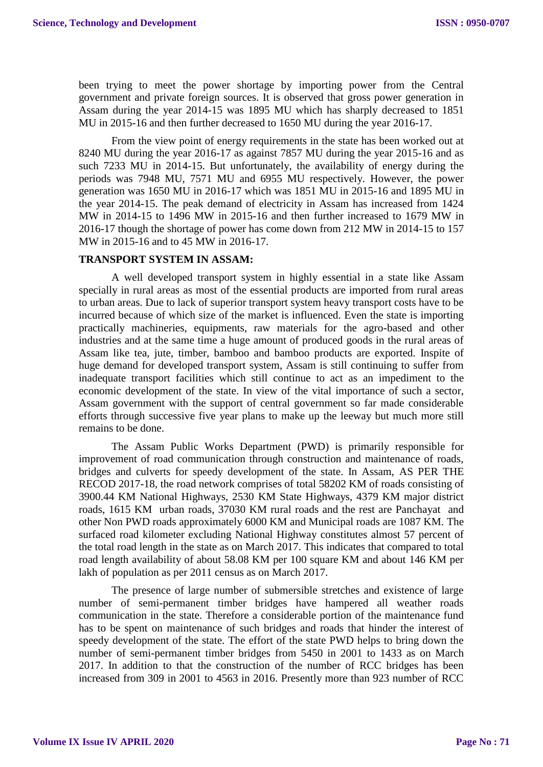been trying to meet the power shortage by importing power from the Central government and private foreign sources. It is observed that gross power generation in Assam during the year 2014-15 was 1895 MU which has sharply decreased to 1851 MU in 2015-16 and then further decreased to 1650 MU during the year 2016-17.

From the view point of energy requirements in the state has been worked out at 8240 MU during the year 2016-17 as against 7857 MU during the year 2015-16 and as such 7233 MU in 2014-15. But unfortunately, the availability of energy during the periods was 7948 MU, 7571 MU and 6955 MU respectively. However, the power generation was 1650 MU in 2016-17 which was 1851 MU in 2015-16 and 1895 MU in the year 2014-15. The peak demand of electricity in Assam has increased from 1424 MW in 2014-15 to 1496 MW in 2015-16 and then further increased to 1679 MW in 2016-17 though the shortage of power has come down from 212 MW in 2014-15 to 157 MW in 2015-16 and to 45 MW in 2016-17.

**TRANSPORT SYSTEM IN ASSAM:**

A well developed transport system in highly essential in a state like Assam specially in rural areas as most of the essential products are imported from rural areas to urban areas. Due to lack of superior transport system heavy transport costs have to be incurred because of which size of the market is influenced. Even the state is importing practically machineries, equipments, raw materials for the agro-based and other industries and at the same time a huge amount of produced goods in the rural areas of Assam like tea, jute, timber, bamboo and bamboo products are exported. Inspite of huge demand for developed transport system, Assam is still continuing to suffer from inadequate transport facilities which still continue to act as an impediment to the economic development of the state. In view of the vital importance of such a sector, Assam government with the support of central government so far made considerable efforts through successive five year plans to make up the leeway but much more still remains to be done.

The Assam Public Works Department (PWD) is primarily responsible for improvement of road communication through construction and maintenance of roads, bridges and culverts for speedy development of the state. In Assam, AS PER THE RECOD 2017-18, the road network comprises of total 58202 KM of roads consisting of 3900.44 KM National Highways, 2530 KM State Highways, 4379 KM major district roads, 1615 KM urban roads, 37030 KM rural roads and the rest are Panchayat and other Non PWD roads approximately 6000 KM and Municipal roads are 1087 KM. The surfaced road kilometer excluding National Highway constitutes almost 57 percent of the total road length in the state as on March 2017. This indicates that compared to total road length availability of about 58.08 KM per 100 square KM and about 146 KM per lakh of population as per 2011 census as on March 2017.

The presence of large number of submersible stretches and existence of large number of semi-permanent timber bridges have hampered all weather roads communication in the state. Therefore a considerable portion of the maintenance fund has to be spent on maintenance of such bridges and roads that hinder the interest of speedy development of the state. The effort of the state PWD helps to bring down the number of semi-permanent timber bridges from 5450 in 2001 to 1433 as on March 2017. In addition to that the construction of the number of RCC bridges has been increased from 309 in 2001 to 4563 in 2016. Presently more than 923 number of RCC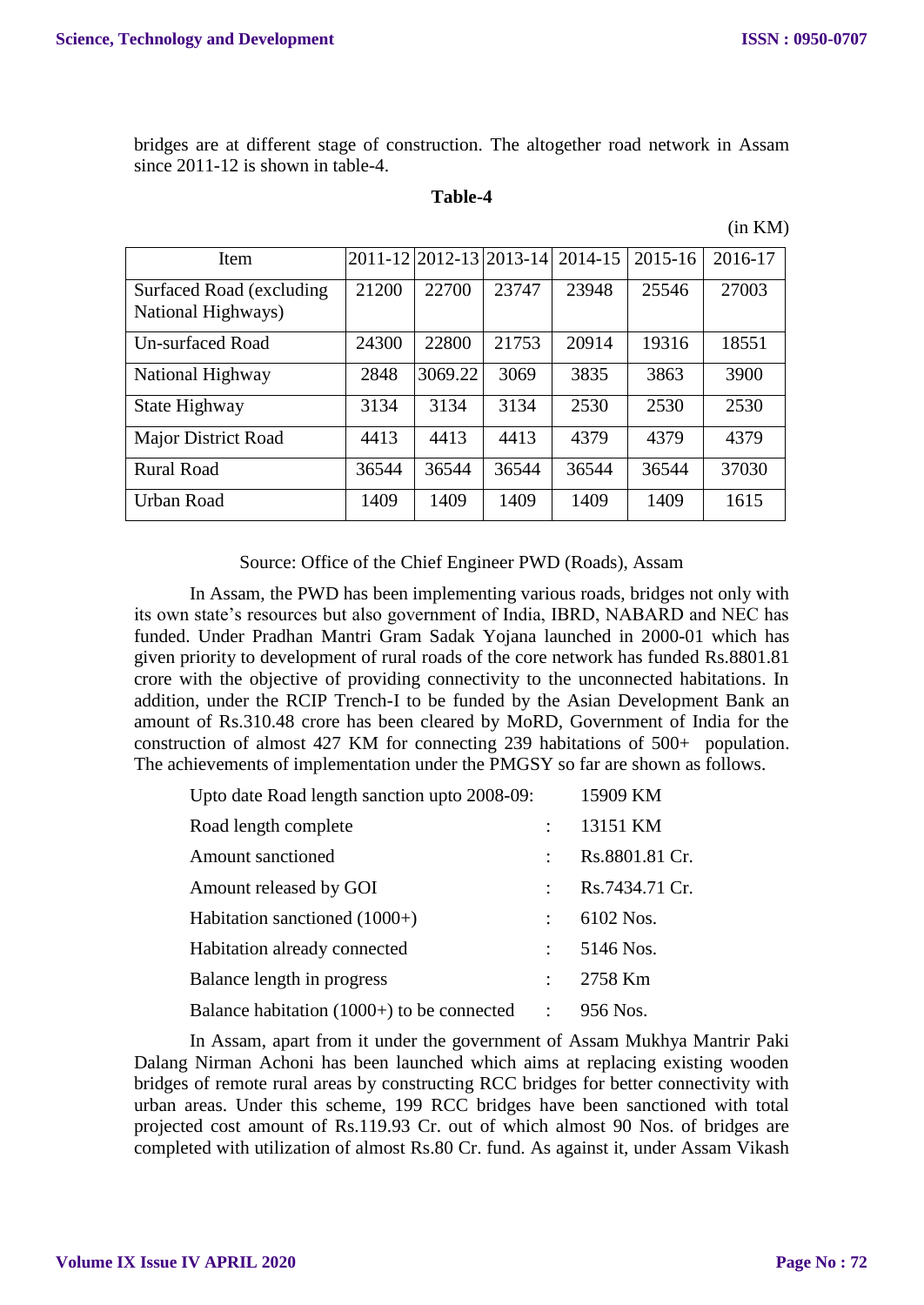bridges are at different stage of construction. The altogether road network in Assam since 2011-12 is shown in table-4.

**Table-4**

(in KM)

| Item | 2011-12 | 2012-13 | 2013-14 | 2014-15 | 2015-16 | 2016-17 |
|---|---|---|---|---|---|---|
| Surfaced Road (excluding National Highways) | 21200 | 22700 | 23747 | 23948 | 25546 | 27003 |
| Un-surfaced Road | 24300 | 22800 | 21753 | 20914 | 19316 | 18551 |
| National Highway | 2848 | 3069.22 | 3069 | 3835 | 3863 | 3900 |
| State Highway | 3134 | 3134 | 3134 | 2530 | 2530 | 2530 |
| Major District Road | 4413 | 4413 | 4413 | 4379 | 4379 | 4379 |
| Rural Road | 36544 | 36544 | 36544 | 36544 | 36544 | 37030 |
| Urban Road | 1409 | 1409 | 1409 | 1409 | 1409 | 1615 |

Source: Office of the Chief Engineer PWD (Roads), Assam

In Assam, the PWD has been implementing various roads, bridges not only with its own state's resources but also government of India, IBRD, NABARD and NEC has funded. Under Pradhan Mantri Gram Sadak Yojana launched in 2000-01 which has given priority to development of rural roads of the core network has funded Rs.8801.81 crore with the objective of providing connectivity to the unconnected habitations. In addition, under the RCIP Trench-I to be funded by the Asian Development Bank an amount of Rs.310.48 crore has been cleared by MoRD, Government of India for the construction of almost 427 KM for connecting 239 habitations of 500+ population. The achievements of implementation under the PMGSY so far are shown as follows.

| | | |
|---|---|---|
| Upto date Road length sanction upto 2008-09: | | 15909 KM |
| Road length complete | : | 13151 KM |
| Amount sanctioned | : | Rs.8801.81 Cr. |
| Amount released by GOI | : | Rs.7434.71 Cr. |
| Habitation sanctioned (1000+) | : | 6102 Nos. |
| Habitation already connected | : | 5146 Nos. |
| Balance length in progress | : | 2758 Km |
| Balance habitation (1000+) to be connected | : | 956 Nos. |

In Assam, apart from it under the government of Assam Mukhya Mantrir Paki Dalang Nirman Achoni has been launched which aims at replacing existing wooden bridges of remote rural areas by constructing RCC bridges for better connectivity with urban areas. Under this scheme, 199 RCC bridges have been sanctioned with total projected cost amount of Rs.119.93 Cr. out of which almost 90 Nos. of bridges are completed with utilization of almost Rs.80 Cr. fund. As against it, under Assam Vikash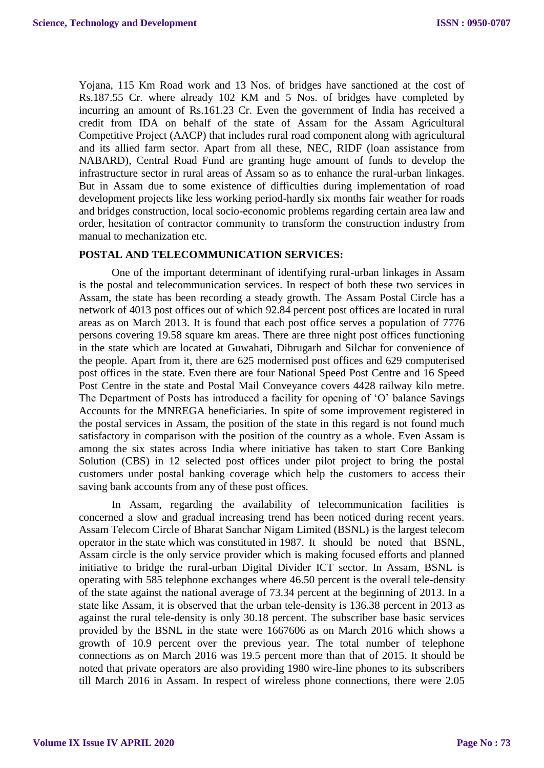Yojana, 115 Km Road work and 13 Nos. of bridges have sanctioned at the cost of Rs.187.55 Cr. where already 102 KM and 5 Nos. of bridges have completed by incurring an amount of Rs.161.23 Cr. Even the government of India has received a credit from IDA on behalf of the state of Assam for the Assam Agricultural Competitive Project (AACP) that includes rural road component along with agricultural and its allied farm sector. Apart from all these, NEC, RIDF (loan assistance from NABARD), Central Road Fund are granting huge amount of funds to develop the infrastructure sector in rural areas of Assam so as to enhance the rural-urban linkages. But in Assam due to some existence of difficulties during implementation of road development projects like less working period-hardly six months fair weather for roads and bridges construction, local socio-economic problems regarding certain area law and order, hesitation of contractor community to transform the construction industry from manual to mechanization etc.

**POSTAL AND TELECOMMUNICATION SERVICES:**

One of the important determinant of identifying rural-urban linkages in Assam is the postal and telecommunication services. In respect of both these two services in Assam, the state has been recording a steady growth. The Assam Postal Circle has a network of 4013 post offices out of which 92.84 percent post offices are located in rural areas as on March 2013. It is found that each post office serves a population of 7776 persons covering 19.58 square km areas. There are three night post offices functioning in the state which are located at Guwahati, Dibrugarh and Silchar for convenience of the people. Apart from it, there are 625 modernised post offices and 629 computerised post offices in the state. Even there are four National Speed Post Centre and 16 Speed Post Centre in the state and Postal Mail Conveyance covers 4428 railway kilo metre. The Department of Posts has introduced a facility for opening of 'O' balance Savings Accounts for the MNREGA beneficiaries. In spite of some improvement registered in the postal services in Assam, the position of the state in this regard is not found much satisfactory in comparison with the position of the country as a whole. Even Assam is among the six states across India where initiative has taken to start Core Banking Solution (CBS) in 12 selected post offices under pilot project to bring the postal customers under postal banking coverage which help the customers to access their saving bank accounts from any of these post offices.

In Assam, regarding the availability of telecommunication facilities is concerned a slow and gradual increasing trend has been noticed during recent years. Assam Telecom Circle of Bharat Sanchar Nigam Limited (BSNL) is the largest telecom operator in the state which was constituted in 1987. It should be noted that BSNL, Assam circle is the only service provider which is making focused efforts and planned initiative to bridge the rural-urban Digital Divider ICT sector. In Assam, BSNL is operating with 585 telephone exchanges where 46.50 percent is the overall tele-density of the state against the national average of 73.34 percent at the beginning of 2013. In a state like Assam, it is observed that the urban tele-density is 136.38 percent in 2013 as against the rural tele-density is only 30.18 percent. The subscriber base basic services provided by the BSNL in the state were 1667606 as on March 2016 which shows a growth of 10.9 percent over the previous year. The total number of telephone connections as on March 2016 was 19.5 percent more than that of 2015. It should be noted that private operators are also providing 1980 wire-line phones to its subscribers till March 2016 in Assam. In respect of wireless phone connections, there were 2.05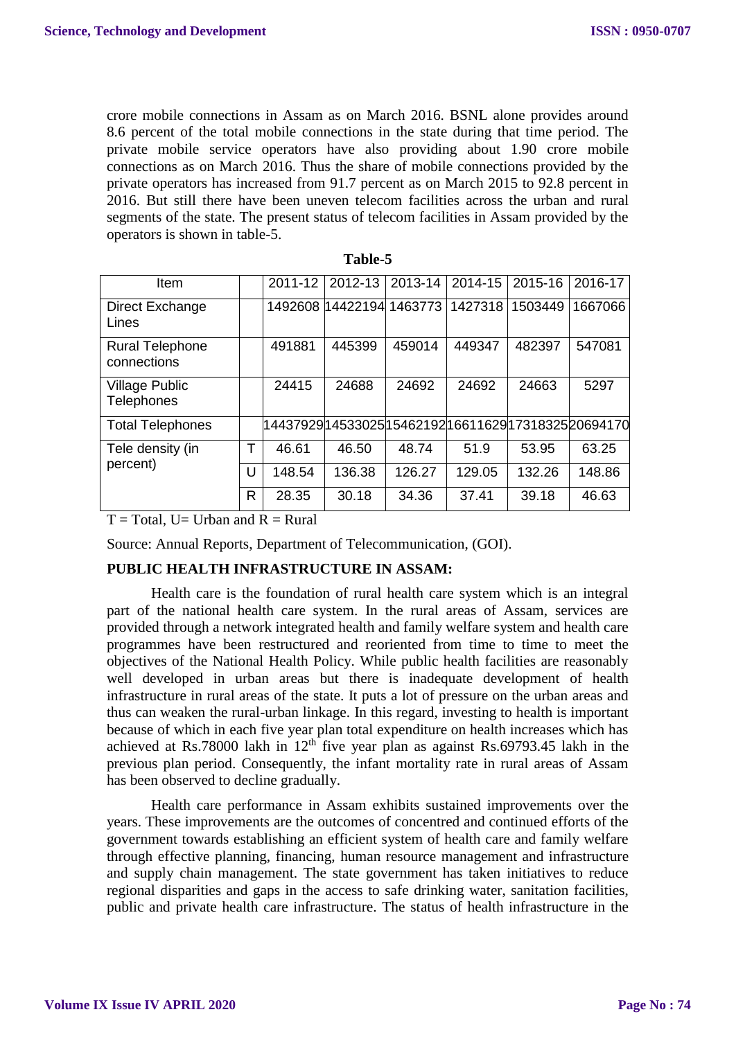crore mobile connections in Assam as on March 2016. BSNL alone provides around 8.6 percent of the total mobile connections in the state during that time period. The private mobile service operators have also providing about 1.90 crore mobile connections as on March 2016. Thus the share of mobile connections provided by the private operators has increased from 91.7 percent as on March 2015 to 92.8 percent in 2016. But still there have been uneven telecom facilities across the urban and rural segments of the state. The present status of telecom facilities in Assam provided by the operators is shown in table-5.

**Table-5**

| Item | | 2011-12 | 2012-13 | 2013-14 | 2014-15 | 2015-16 | 2016-17 |
|---|---|---|---|---|---|---|---|
| Direct Exchange Lines | | 1492608 | 14422194 | 1463773 | 1427318 | 1503449 | 1667066 |
| Rural Telephone connections | | 491881 | 445399 | 459014 | 449347 | 482397 | 547081 |
| Village Public Telephones | | 24415 | 24688 | 24692 | 24692 | 24663 | 5297 |
| Total Telephones | | 14437929 | 14533025 | 15462192 | 16611629 | 17318325 | 20694170 |
| Tele density (in percent) | T | 46.61 | 46.50 | 48.74 | 51.9 | 53.95 | 63.25 |
| | U | 148.54 | 136.38 | 126.27 | 129.05 | 132.26 | 148.86 |
| | R | 28.35 | 30.18 | 34.36 | 37.41 | 39.18 | 46.63 |

T = Total, U= Urban and R = Rural

Source: Annual Reports, Department of Telecommunication, (GOI).

**PUBLIC HEALTH INFRASTRUCTURE IN ASSAM:**

Health care is the foundation of rural health care system which is an integral part of the national health care system. In the rural areas of Assam, services are provided through a network integrated health and family welfare system and health care programmes have been restructured and reoriented from time to time to meet the objectives of the National Health Policy. While public health facilities are reasonably well developed in urban areas but there is inadequate development of health infrastructure in rural areas of the state. It puts a lot of pressure on the urban areas and thus can weaken the rural-urban linkage. In this regard, investing to health is important because of which in each five year plan total expenditure on health increases which has achieved at Rs.78000 lakh in 12th five year plan as against Rs.69793.45 lakh in the previous plan period. Consequently, the infant mortality rate in rural areas of Assam has been observed to decline gradually.

Health care performance in Assam exhibits sustained improvements over the years. These improvements are the outcomes of concentred and continued efforts of the government towards establishing an efficient system of health care and family welfare through effective planning, financing, human resource management and infrastructure and supply chain management. The state government has taken initiatives to reduce regional disparities and gaps in the access to safe drinking water, sanitation facilities, public and private health care infrastructure. The status of health infrastructure in the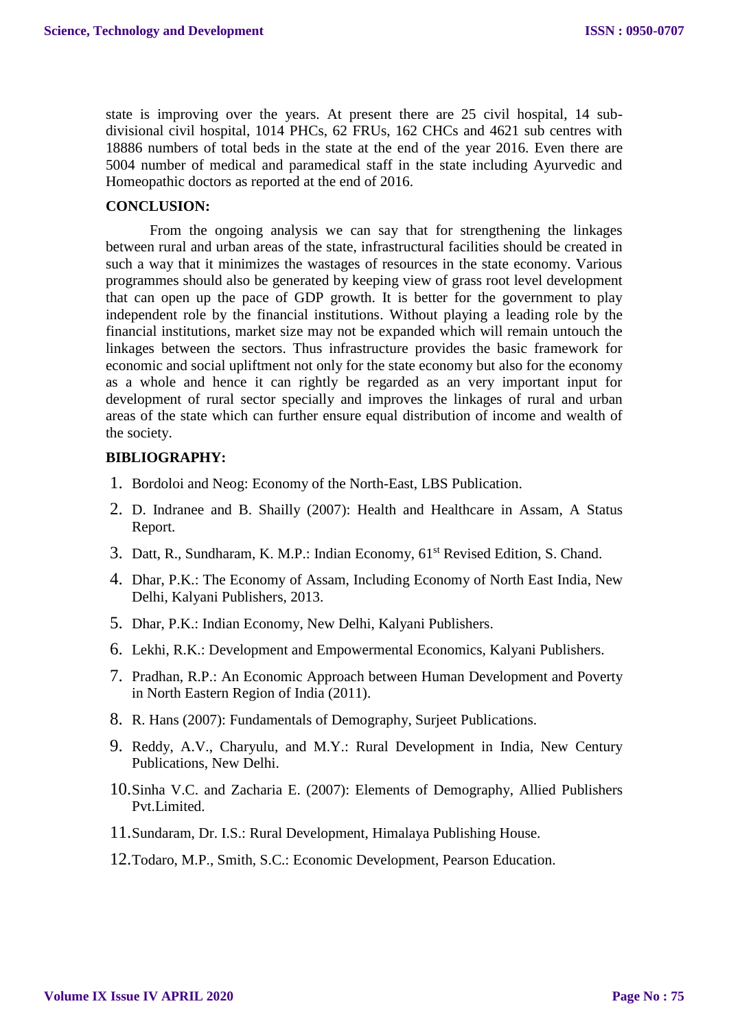state is improving over the years. At present there are 25 civil hospital, 14 sub-divisional civil hospital, 1014 PHCs, 62 FRUs, 162 CHCs and 4621 sub centres with 18886 numbers of total beds in the state at the end of the year 2016. Even there are 5004 number of medical and paramedical staff in the state including Ayurvedic and Homeopathic doctors as reported at the end of 2016.

## CONCLUSION:

From the ongoing analysis we can say that for strengthening the linkages between rural and urban areas of the state, infrastructural facilities should be created in such a way that it minimizes the wastages of resources in the state economy. Various programmes should also be generated by keeping view of grass root level development that can open up the pace of GDP growth. It is better for the government to play independent role by the financial institutions. Without playing a leading role by the financial institutions, market size may not be expanded which will remain untouch the linkages between the sectors. Thus infrastructure provides the basic framework for economic and social upliftment not only for the state economy but also for the economy as a whole and hence it can rightly be regarded as an very important input for development of rural sector specially and improves the linkages of rural and urban areas of the state which can further ensure equal distribution of income and wealth of the society.

## BIBLIOGRAPHY:

1. Bordoloi and Neog: Economy of the North-East, LBS Publication.
2. D. Indranee and B. Shailly (2007): Health and Healthcare in Assam, A Status Report.
3. Datt, R., Sundharam, K. M.P.: Indian Economy, 61st Revised Edition, S. Chand.
4. Dhar, P.K.: The Economy of Assam, Including Economy of North East India, New Delhi, Kalyani Publishers, 2013.
5. Dhar, P.K.: Indian Economy, New Delhi, Kalyani Publishers.
6. Lekhi, R.K.: Development and Empowermental Economics, Kalyani Publishers.
7. Pradhan, R.P.: An Economic Approach between Human Development and Poverty in North Eastern Region of India (2011).
8. R. Hans (2007): Fundamentals of Demography, Surjeet Publications.
9. Reddy, A.V., Charyulu, and M.Y.: Rural Development in India, New Century Publications, New Delhi.
10. Sinha V.C. and Zacharia E. (2007): Elements of Demography, Allied Publishers Pvt.Limited.
11. Sundaram, Dr. I.S.: Rural Development, Himalaya Publishing House.
12. Todaro, M.P., Smith, S.C.: Economic Development, Pearson Education.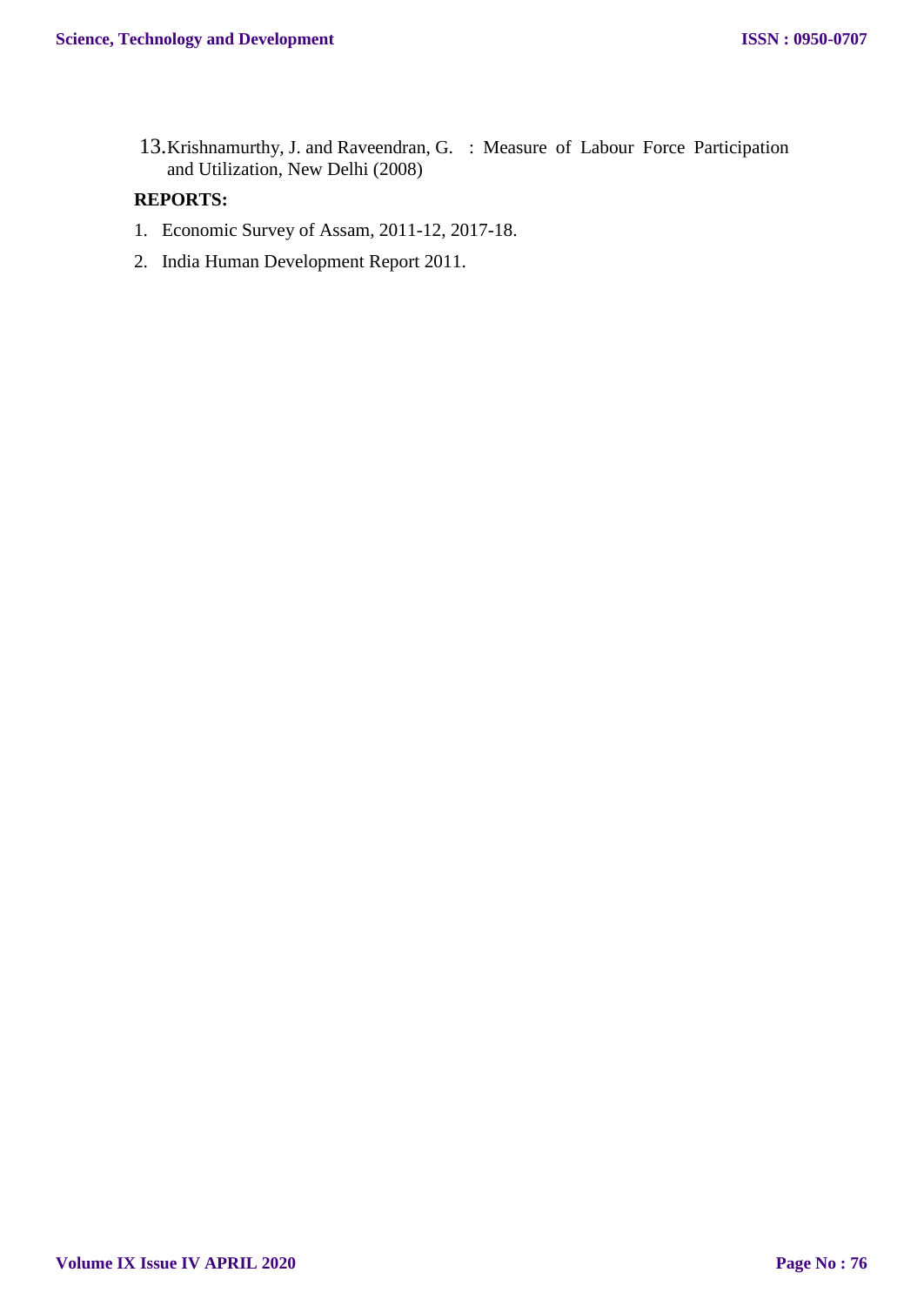13. Krishnamurthy, J. and Raveendran, G. : Measure of Labour Force Participation and Utilization, New Delhi (2008)

**REPORTS:**

1. Economic Survey of Assam, 2011-12, 2017-18.
2. India Human Development Report 2011.